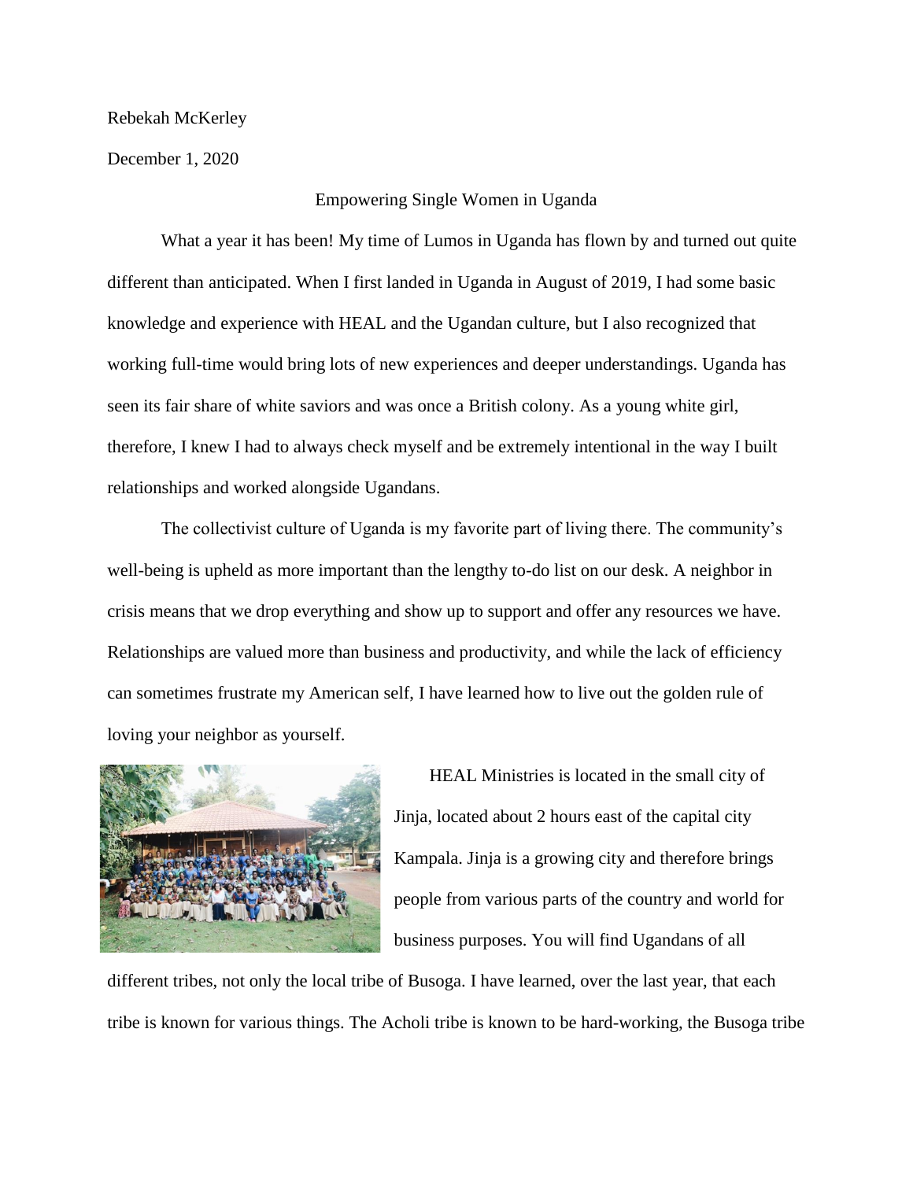Rebekah McKerley

December 1, 2020

# Empowering Single Women in Uganda

What a year it has been! My time of Lumos in Uganda has flown by and turned out quite different than anticipated. When I first landed in Uganda in August of 2019, I had some basic knowledge and experience with HEAL and the Ugandan culture, but I also recognized that working full-time would bring lots of new experiences and deeper understandings. Uganda has seen its fair share of white saviors and was once a British colony. As a young white girl, therefore, I knew I had to always check myself and be extremely intentional in the way I built relationships and worked alongside Ugandans.

The collectivist culture of Uganda is my favorite part of living there. The community's well-being is upheld as more important than the lengthy to-do list on our desk. A neighbor in crisis means that we drop everything and show up to support and offer any resources we have. Relationships are valued more than business and productivity, and while the lack of efficiency can sometimes frustrate my American self, I have learned how to live out the golden rule of loving your neighbor as yourself.

HEAL Ministries is located in the small city of Jinja, located about 2 hours east of the capital city Kampala. Jinja is a growing city and therefore brings people from various parts of the country and world for business purposes. You will find Ugandans of all different tribes, not only the local tribe of Busoga. I have learned, over the last year, that each tribe is known for various things. The Acholi tribe is known to be hard-working, the Busoga tribe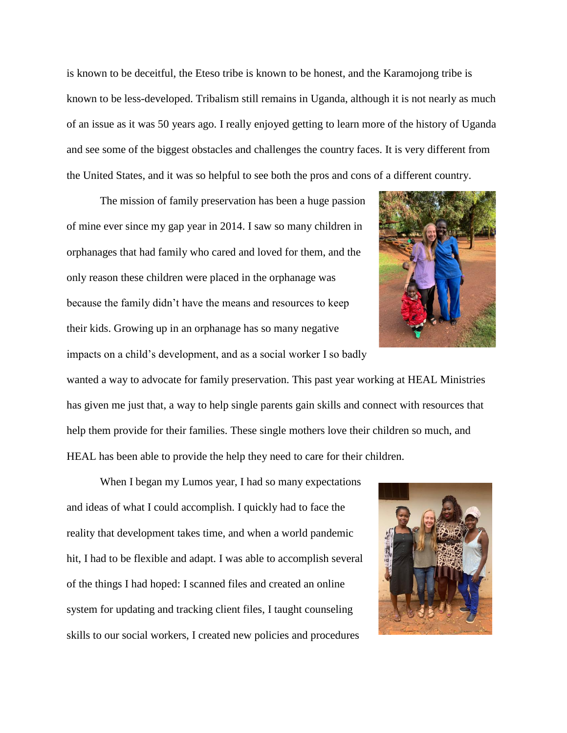is known to be deceitful, the Eteso tribe is known to be honest, and the Karamojong tribe is known to be less-developed. Tribalism still remains in Uganda, although it is not nearly as much of an issue as it was 50 years ago. I really enjoyed getting to learn more of the history of Uganda and see some of the biggest obstacles and challenges the country faces. It is very different from the United States, and it was so helpful to see both the pros and cons of a different country.

The mission of family preservation has been a huge passion of mine ever since my gap year in 2014. I saw so many children in orphanages that had family who cared and loved for them, and the only reason these children were placed in the orphanage was because the family didn't have the means and resources to keep their kids. Growing up in an orphanage has so many negative impacts on a child's development, and as a social worker I so badly wanted a way to advocate for family preservation. This past year working at HEAL Ministries has given me just that, a way to help single parents gain skills and connect with resources that help them provide for their families. These single mothers love their children so much, and HEAL has been able to provide the help they need to care for their children.

When I began my Lumos year, I had so many expectations and ideas of what I could accomplish. I quickly had to face the reality that development takes time, and when a world pandemic hit, I had to be flexible and adapt. I was able to accomplish several of the things I had hoped: I scanned files and created an online system for updating and tracking client files, I taught counseling skills to our social workers, I created new policies and procedures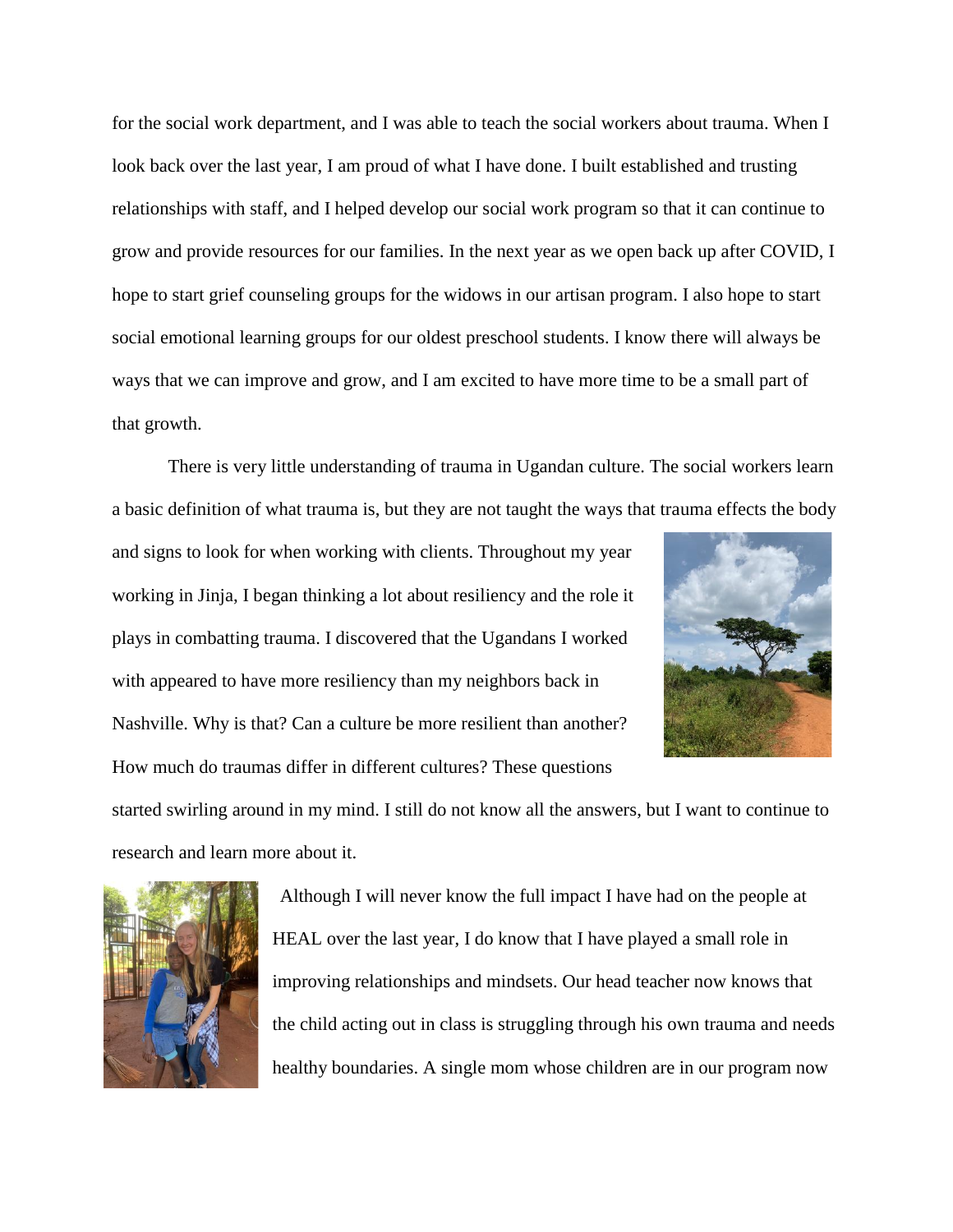for the social work department, and I was able to teach the social workers about trauma. When I look back over the last year, I am proud of what I have done. I built established and trusting relationships with staff, and I helped develop our social work program so that it can continue to grow and provide resources for our families. In the next year as we open back up after COVID, I hope to start grief counseling groups for the widows in our artisan program. I also hope to start social emotional learning groups for our oldest preschool students. I know there will always be ways that we can improve and grow, and I am excited to have more time to be a small part of that growth.

There is very little understanding of trauma in Ugandan culture. The social workers learn a basic definition of what trauma is, but they are not taught the ways that trauma effects the body and signs to look for when working with clients. Throughout my year working in Jinja, I began thinking a lot about resiliency and the role it plays in combatting trauma. I discovered that the Ugandans I worked with appeared to have more resiliency than my neighbors back in Nashville. Why is that? Can a culture be more resilient than another? How much do traumas differ in different cultures? These questions started swirling around in my mind. I still do not know all the answers, but I want to continue to research and learn more about it.

Although I will never know the full impact I have had on the people at HEAL over the last year, I do know that I have played a small role in improving relationships and mindsets. Our head teacher now knows that the child acting out in class is struggling through his own trauma and needs healthy boundaries. A single mom whose children are in our program now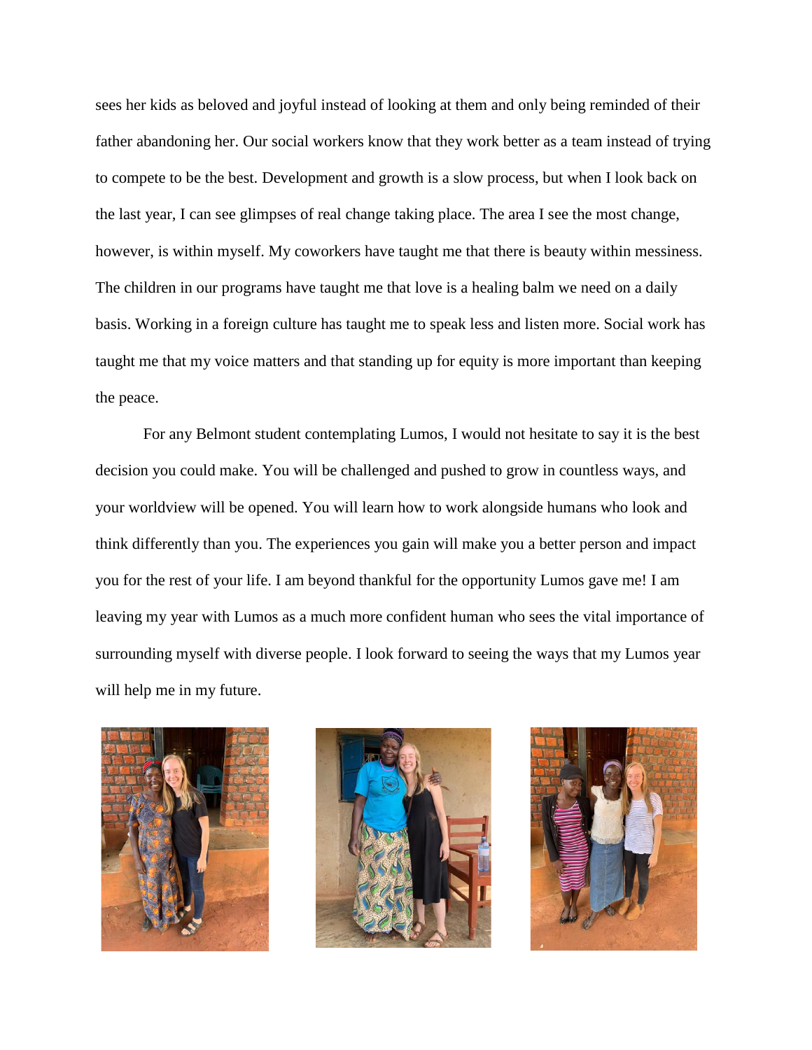sees her kids as beloved and joyful instead of looking at them and only being reminded of their father abandoning her. Our social workers know that they work better as a team instead of trying to compete to be the best. Development and growth is a slow process, but when I look back on the last year, I can see glimpses of real change taking place. The area I see the most change, however, is within myself. My coworkers have taught me that there is beauty within messiness. The children in our programs have taught me that love is a healing balm we need on a daily basis. Working in a foreign culture has taught me to speak less and listen more. Social work has taught me that my voice matters and that standing up for equity is more important than keeping the peace.

For any Belmont student contemplating Lumos, I would not hesitate to say it is the best decision you could make. You will be challenged and pushed to grow in countless ways, and your worldview will be opened. You will learn how to work alongside humans who look and think differently than you. The experiences you gain will make you a better person and impact you for the rest of your life. I am beyond thankful for the opportunity Lumos gave me! I am leaving my year with Lumos as a much more confident human who sees the vital importance of surrounding myself with diverse people. I look forward to seeing the ways that my Lumos year will help me in my future.